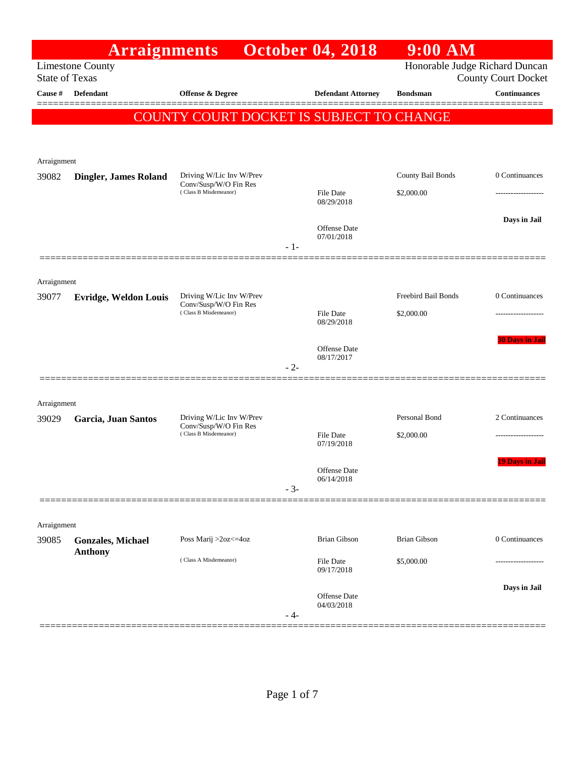# Arraignments October 04, 2018 9:00 AM

Limestone County
State of Texas

Honorable Judge Richard Duncan
County Court Docket

| Cause # | Defendant | Offense & Degree | Defendant Attorney | Bondsman | Continuances |
|---|---|---|---|---|---|

**COUNTY COURT DOCKET IS SUBJECT TO CHANGE**

Arraignment

| Cause # | Defendant | Offense & Degree | Defendant Attorney | Bondsman | Continuances |
|---|---|---|---|---|---|
| 39082 | **Dingler, James Roland** | Driving W/Lic Inv W/Prev Conv/Susp/W/O Fin Res (Class B Misdemeanor) | File Date 08/29/2018; Offense Date 07/01/2018 | County Bail Bonds; $2,000.00 | 0 Continuances; -------------------; Days in Jail |

- 1-

Arraignment

| Cause # | Defendant | Offense & Degree | Defendant Attorney | Bondsman | Continuances |
|---|---|---|---|---|---|
| 39077 | **Evridge, Weldon Louis** | Driving W/Lic Inv W/Prev Conv/Susp/W/O Fin Res (Class B Misdemeanor) | File Date 08/29/2018; Offense Date 08/17/2017 | Freebird Bail Bonds; $2,000.00 | 0 Continuances; -------------------; 30 Days in Jail |

- 2-

Arraignment

| Cause # | Defendant | Offense & Degree | Defendant Attorney | Bondsman | Continuances |
|---|---|---|---|---|---|
| 39029 | **Garcia, Juan Santos** | Driving W/Lic Inv W/Prev Conv/Susp/W/O Fin Res (Class B Misdemeanor) | File Date 07/19/2018; Offense Date 06/14/2018 | Personal Bond; $2,000.00 | 2 Continuances; -------------------; 19 Days in Jail |

- 3-

Arraignment

| Cause # | Defendant | Offense & Degree | Defendant Attorney | Bondsman | Continuances |
|---|---|---|---|---|---|
| 39085 | **Gonzales, Michael Anthony** | Poss Marij >2oz<=4oz (Class A Misdemeanor) | Brian Gibson; File Date 09/17/2018; Offense Date 04/03/2018 | Brian Gibson; $5,000.00 | 0 Continuances; -------------------; Days in Jail |

- 4-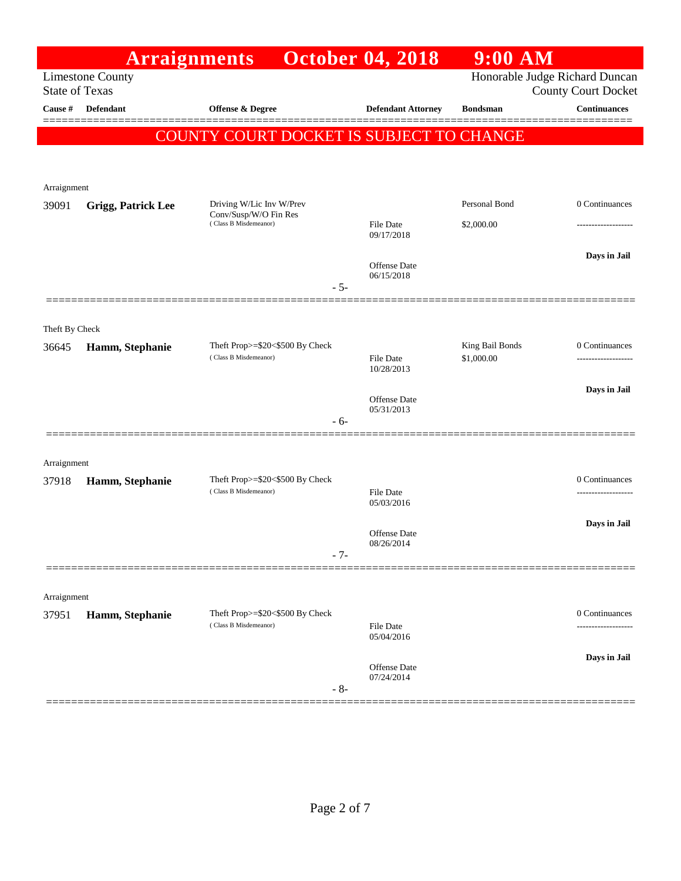# Arraignments October 04, 2018 9:00 AM

Limestone County
State of Texas

Honorable Judge Richard Duncan
County Court Docket

**COUNTY COURT DOCKET IS SUBJECT TO CHANGE**

| Cause # | Defendant | Offense & Degree | Defendant Attorney | Bondsman | Continuances |
|---|---|---|---|---|---|
| Arraignment | | | | | |
| 39091 | **Grigg, Patrick Lee** | Driving W/Lic Inv W/Prev Conv/Susp/W/O Fin Res (Class B Misdemeanor) | File Date 09/17/2018; Offense Date 06/15/2018 | Personal Bond $2,000.00 | 0 Continuances; **Days in Jail** |
| - 5- | | | | | |
| Theft By Check | | | | | |
| 36645 | **Hamm, Stephanie** | Theft Prop>=$20<$500 By Check (Class B Misdemeanor) | File Date 10/28/2013; Offense Date 05/31/2013 | King Bail Bonds $1,000.00 | 0 Continuances; **Days in Jail** |
| - 6- | | | | | |
| Arraignment | | | | | |
| 37918 | **Hamm, Stephanie** | Theft Prop>=$20<$500 By Check (Class B Misdemeanor) | File Date 05/03/2016; Offense Date 08/26/2014 | | 0 Continuances; **Days in Jail** |
| - 7- | | | | | |
| Arraignment | | | | | |
| 37951 | **Hamm, Stephanie** | Theft Prop>=$20<$500 By Check (Class B Misdemeanor) | File Date 05/04/2016; Offense Date 07/24/2014 | | 0 Continuances; **Days in Jail** |
| - 8- | | | | | |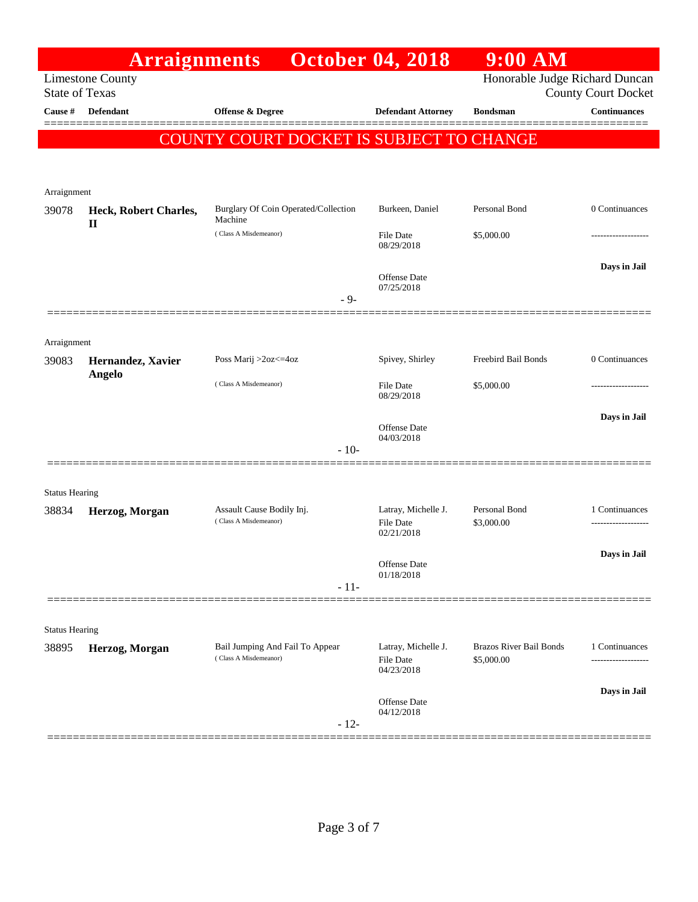# Arraignments October 04, 2018 9:00 AM

Limestone County
State of Texas

Honorable Judge Richard Duncan
County Court Docket

**COUNTY COURT DOCKET IS SUBJECT TO CHANGE**

| Cause # | Defendant | Offense & Degree | Defendant Attorney | Bondsman | Continuances |
|---|---|---|---|---|---|
| Arraignment | | | | | |
| 39078 | **Heck, Robert Charles, II** | Burglary Of Coin Operated/Collection Machine (Class A Misdemeanor) | Burkeen, Daniel<br>File Date 08/29/2018<br>Offense Date 07/25/2018 | Personal Bond<br>$5,000.00 | 0 Continuances<br>-------------------<br>**Days in Jail** |
| | | - 9- | | | |
| Arraignment | | | | | |
| 39083 | **Hernandez, Xavier Angelo** | Poss Marij >2oz<=4oz (Class A Misdemeanor) | Spivey, Shirley<br>File Date 08/29/2018<br>Offense Date 04/03/2018 | Freebird Bail Bonds<br>$5,000.00 | 0 Continuances<br>-------------------<br>**Days in Jail** |
| | | - 10- | | | |
| Status Hearing | | | | | |
| 38834 | **Herzog, Morgan** | Assault Cause Bodily Inj. (Class A Misdemeanor) | Latray, Michelle J.<br>File Date 02/21/2018<br>Offense Date 01/18/2018 | Personal Bond<br>$3,000.00 | 1 Continuances<br>-------------------<br>**Days in Jail** |
| | | - 11- | | | |
| Status Hearing | | | | | |
| 38895 | **Herzog, Morgan** | Bail Jumping And Fail To Appear (Class A Misdemeanor) | Latray, Michelle J.<br>File Date 04/23/2018<br>Offense Date 04/12/2018 | Brazos River Bail Bonds<br>$5,000.00 | 1 Continuances<br>-------------------<br>**Days in Jail** |
| | | - 12- | | | |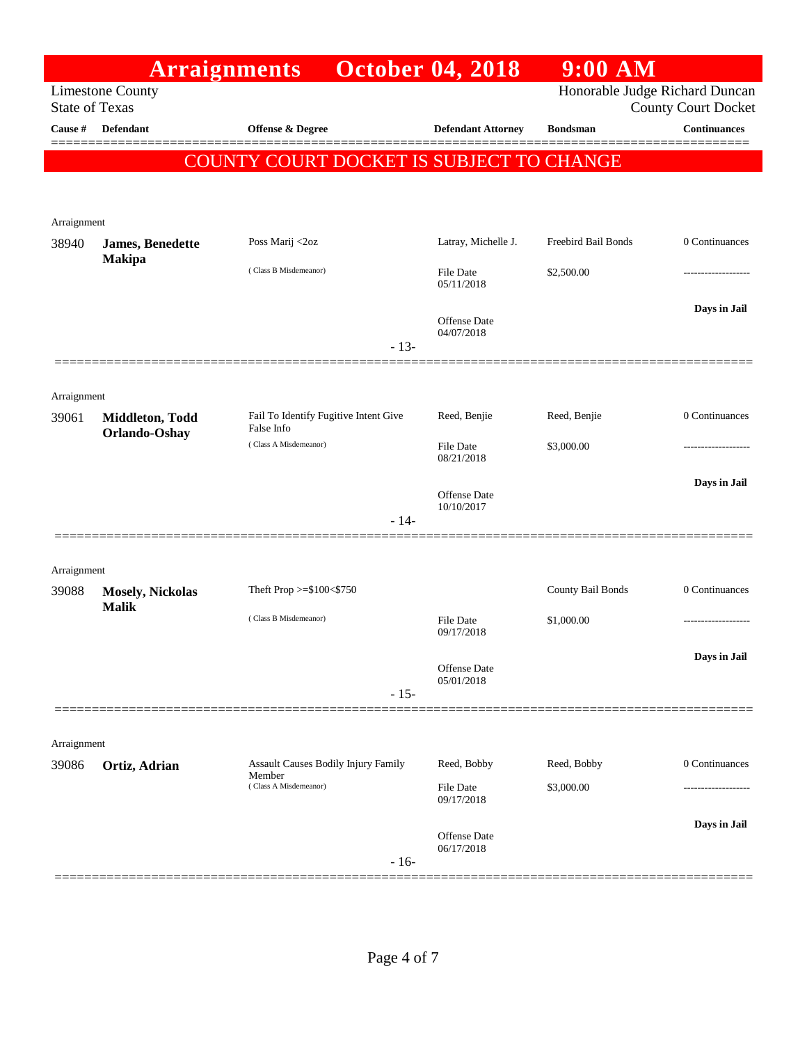# Arraignments October 04, 2018 9:00 AM

Limestone County
State of Texas

Honorable Judge Richard Duncan
County Court Docket

**COUNTY COURT DOCKET IS SUBJECT TO CHANGE**

| Cause # | Defendant | Offense & Degree | Defendant Attorney | Bondsman | Continuances |
|---|---|---|---|---|---|
| Arraignment | | | | | |
| 38940 | **James, Benedette Makipa** | Poss Marij <2oz (Class B Misdemeanor) | Latray, Michelle J. File Date 05/11/2018 Offense Date 04/07/2018 | Freebird Bail Bonds $2,500.00 | 0 Continuances ------------------- Days in Jail |
| | | - 13- | | | |
| Arraignment | | | | | |
| 39061 | **Middleton, Todd Orlando-Oshay** | Fail To Identify Fugitive Intent Give False Info (Class A Misdemeanor) | Reed, Benjie File Date 08/21/2018 Offense Date 10/10/2017 | Reed, Benjie $3,000.00 | 0 Continuances ------------------- Days in Jail |
| | | - 14- | | | |
| Arraignment | | | | | |
| 39088 | **Mosely, Nickolas Malik** | Theft Prop >=$100<$750 (Class B Misdemeanor) | File Date 09/17/2018 Offense Date 05/01/2018 | County Bail Bonds $1,000.00 | 0 Continuances ------------------- Days in Jail |
| | | - 15- | | | |
| Arraignment | | | | | |
| 39086 | **Ortiz, Adrian** | Assault Causes Bodily Injury Family Member (Class A Misdemeanor) | Reed, Bobby File Date 09/17/2018 Offense Date 06/17/2018 | Reed, Bobby $3,000.00 | 0 Continuances ------------------- Days in Jail |
| | | - 16- | | | |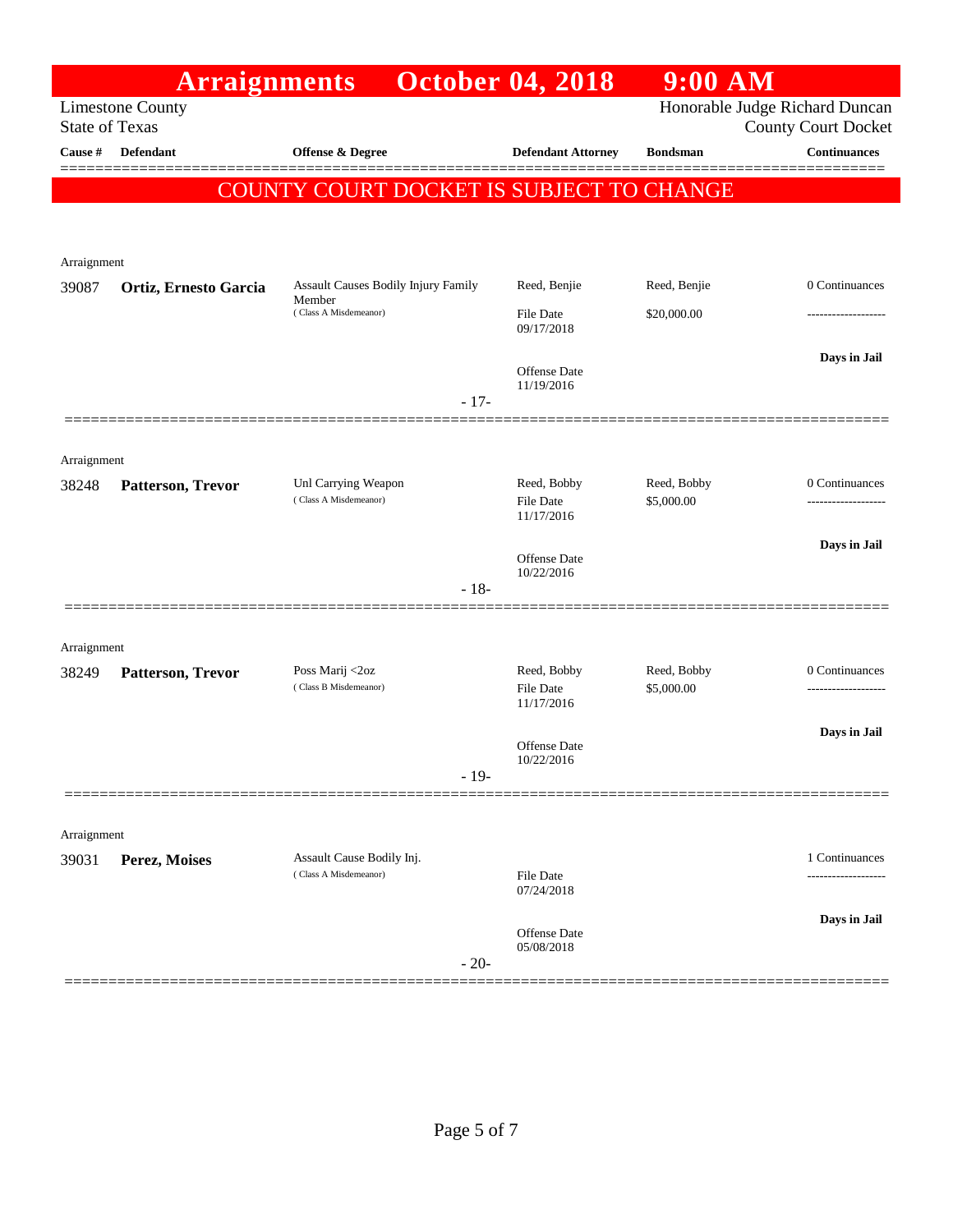# Arraignments October 04, 2018 9:00 AM

Limestone County
State of Texas

Honorable Judge Richard Duncan
County Court Docket

| Cause # | Defendant | Offense & Degree | Defendant Attorney | Bondsman | Continuances |
|---|---|---|---|---|---|

**COUNTY COURT DOCKET IS SUBJECT TO CHANGE**

---

Arraignment

| Cause # | Defendant | Offense & Degree | Defendant Attorney | Bondsman | Continuances |
|---|---|---|---|---|---|
| 39087 | **Ortiz, Ernesto Garcia** | Assault Causes Bodily Injury Family Member (Class A Misdemeanor) | Reed, Benjie | Reed, Benjie | 0 Continuances |
| | | | File Date 09/17/2018 | $20,000.00 | ------------------- |
| | | | Offense Date 11/19/2016 | | **Days in Jail** |

- 17-

---

Arraignment

| Cause # | Defendant | Offense & Degree | Defendant Attorney | Bondsman | Continuances |
|---|---|---|---|---|---|
| 38248 | **Patterson, Trevor** | Unl Carrying Weapon (Class A Misdemeanor) | Reed, Bobby | Reed, Bobby | 0 Continuances |
| | | | File Date 11/17/2016 | $5,000.00 | ------------------- |
| | | | Offense Date 10/22/2016 | | **Days in Jail** |

- 18-

---

Arraignment

| Cause # | Defendant | Offense & Degree | Defendant Attorney | Bondsman | Continuances |
|---|---|---|---|---|---|
| 38249 | **Patterson, Trevor** | Poss Marij <2oz (Class B Misdemeanor) | Reed, Bobby | Reed, Bobby | 0 Continuances |
| | | | File Date 11/17/2016 | $5,000.00 | ------------------- |
| | | | Offense Date 10/22/2016 | | **Days in Jail** |

- 19-

---

Arraignment

| Cause # | Defendant | Offense & Degree | Defendant Attorney | Bondsman | Continuances |
|---|---|---|---|---|---|
| 39031 | **Perez, Moises** | Assault Cause Bodily Inj. (Class A Misdemeanor) | | | 1 Continuances |
| | | | File Date 07/24/2018 | | ------------------- |
| | | | Offense Date 05/08/2018 | | **Days in Jail** |

- 20-

---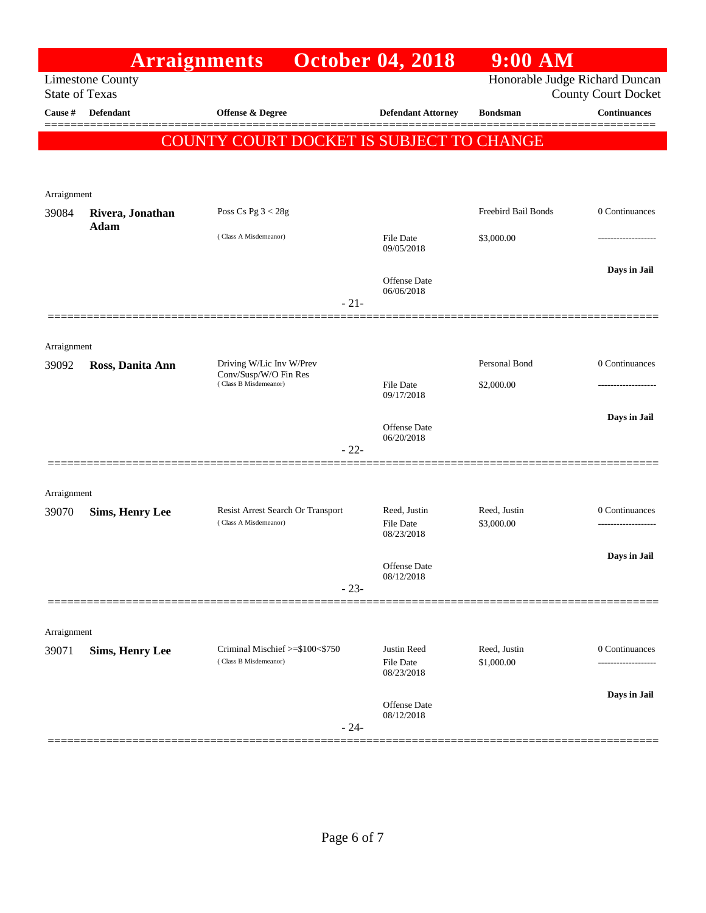# Arraignments October 04, 2018 9:00 AM

Limestone County
State of Texas

Honorable Judge Richard Duncan
County Court Docket

**COUNTY COURT DOCKET IS SUBJECT TO CHANGE**

| Cause # | Defendant | Offense & Degree | Defendant Attorney | Bondsman | Continuances |
|---|---|---|---|---|---|
| Arraignment | | | | | |
| 39084 | **Rivera, Jonathan Adam** | Poss Cs Pg 3 < 28g (Class A Misdemeanor) | File Date 09/05/2018; Offense Date 06/06/2018 | Freebird Bail Bonds; $3,000.00 | 0 Continuances; Days in Jail |
| | | - 21- | | | |
| Arraignment | | | | | |
| 39092 | **Ross, Danita Ann** | Driving W/Lic Inv W/Prev Conv/Susp/W/O Fin Res (Class B Misdemeanor) | File Date 09/17/2018; Offense Date 06/20/2018 | Personal Bond; $2,000.00 | 0 Continuances; Days in Jail |
| | | - 22- | | | |
| Arraignment | | | | | |
| 39070 | **Sims, Henry Lee** | Resist Arrest Search Or Transport (Class A Misdemeanor) | Reed, Justin; File Date 08/23/2018; Offense Date 08/12/2018 | Reed, Justin; $3,000.00 | 0 Continuances; Days in Jail |
| | | - 23- | | | |
| Arraignment | | | | | |
| 39071 | **Sims, Henry Lee** | Criminal Mischief >=$100<$750 (Class B Misdemeanor) | Justin Reed; File Date 08/23/2018; Offense Date 08/12/2018 | Reed, Justin; $1,000.00 | 0 Continuances; Days in Jail |
| | | - 24- | | | |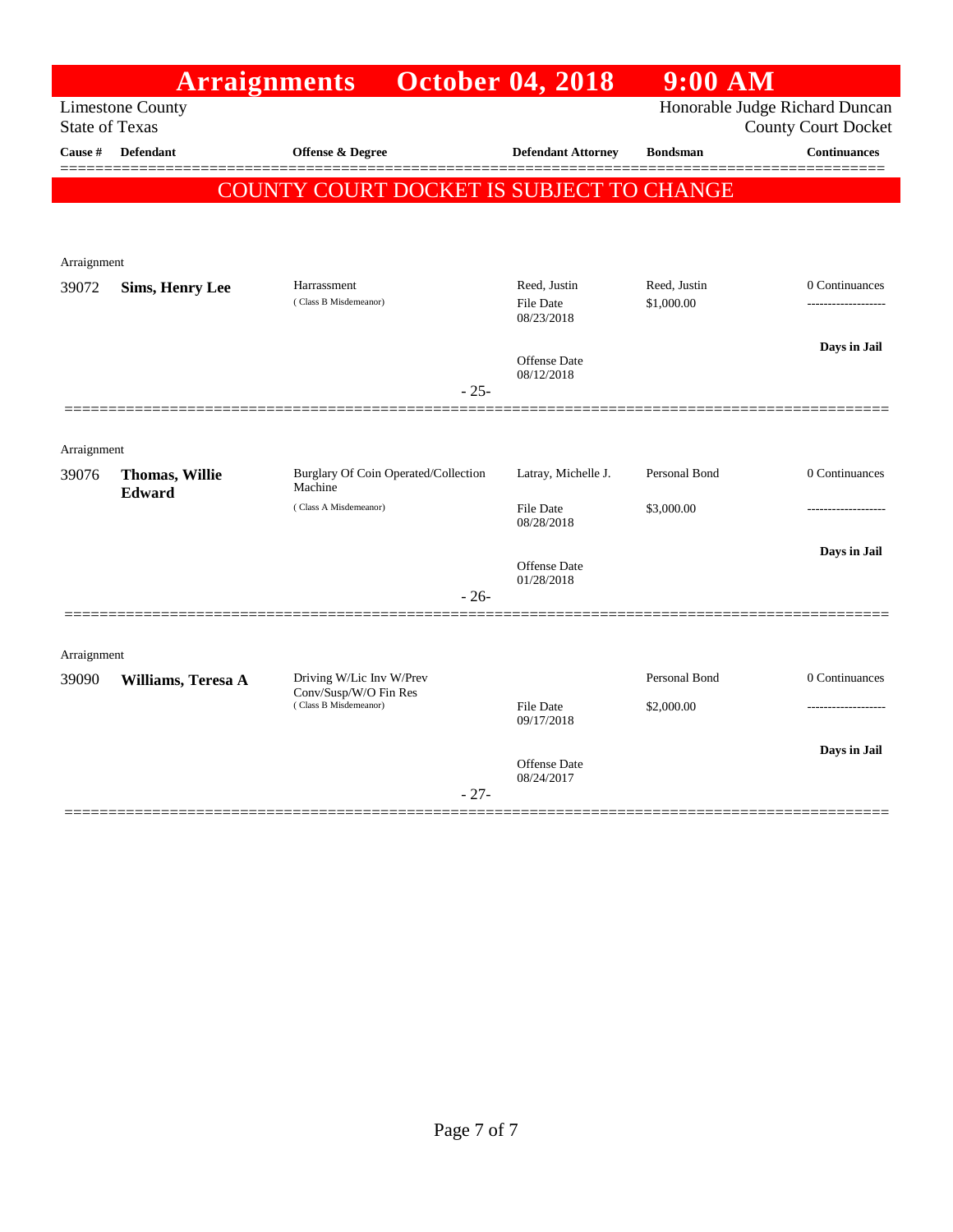# Arraignments October 04, 2018 9:00 AM

Limestone County
State of Texas

Honorable Judge Richard Duncan
County Court Docket

| Cause # | Defendant | Offense & Degree | Defendant Attorney | Bondsman | Continuances |
|---|---|---|---|---|---|

**COUNTY COURT DOCKET IS SUBJECT TO CHANGE**

Arraignment

| Cause # | Defendant | Offense & Degree | Defendant Attorney | Bondsman | Continuances |
|---|---|---|---|---|---|
| 39072 | **Sims, Henry Lee** | Harrassment ( Class B Misdemeanor) | Reed, Justin<br>File Date 08/23/2018<br>Offense Date 08/12/2018 | Reed, Justin<br>$1,000.00 | 0 Continuances<br>-------------------<br>**Days in Jail** |

- 25-

Arraignment

| Cause # | Defendant | Offense & Degree | Defendant Attorney | Bondsman | Continuances |
|---|---|---|---|---|---|
| 39076 | **Thomas, Willie Edward** | Burglary Of Coin Operated/Collection Machine ( Class A Misdemeanor) | Latray, Michelle J.<br>File Date 08/28/2018<br>Offense Date 01/28/2018 | Personal Bond<br>$3,000.00 | 0 Continuances<br>-------------------<br>**Days in Jail** |

- 26-

Arraignment

| Cause # | Defendant | Offense & Degree | Defendant Attorney | Bondsman | Continuances |
|---|---|---|---|---|---|
| 39090 | **Williams, Teresa A** | Driving W/Lic Inv W/Prev Conv/Susp/W/O Fin Res ( Class B Misdemeanor) | File Date 09/17/2018<br>Offense Date 08/24/2017 | Personal Bond<br>$2,000.00 | 0 Continuances<br>-------------------<br>**Days in Jail** |

- 27-